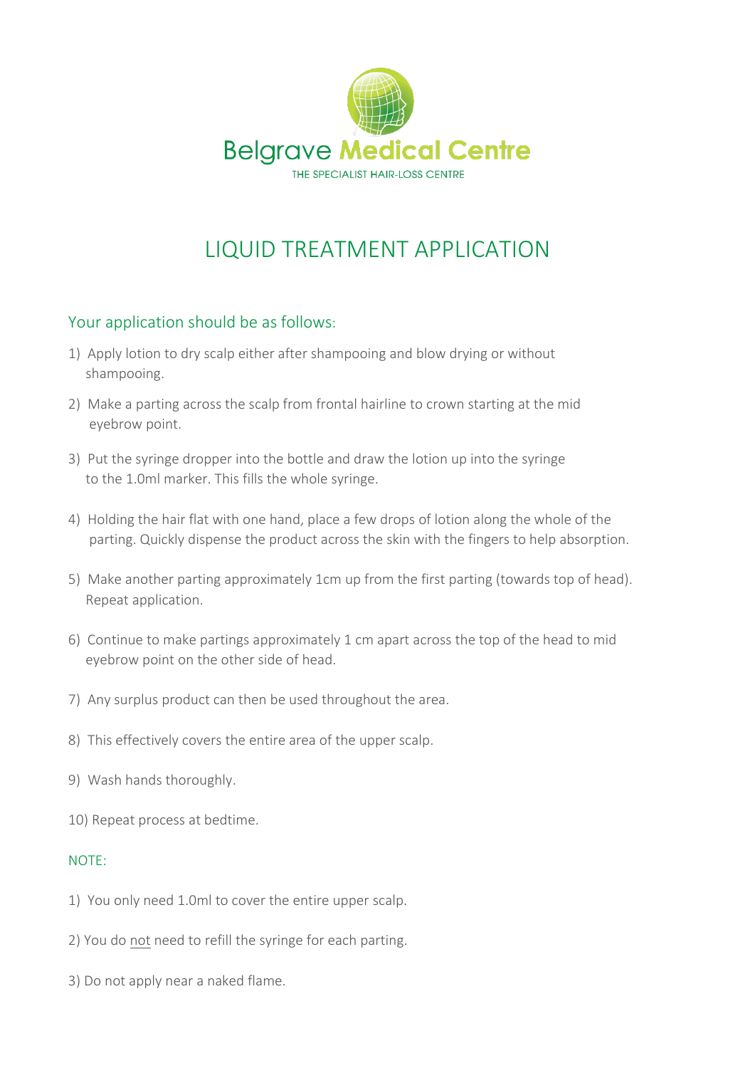Belgrave Medical Centre

THE SPECIALIST HAIR-LOSS CENTRE

# LIQUID TREATMENT APPLICATION

## Your application should be as follows:

1) Apply lotion to dry scalp either after shampooing and blow drying or without shampooing.

2) Make a parting across the scalp from frontal hairline to crown starting at the mid eyebrow point.

3) Put the syringe dropper into the bottle and draw the lotion up into the syringe to the 1.0ml marker. This fills the whole syringe.

4) Holding the hair flat with one hand, place a few drops of lotion along the whole of the parting. Quickly dispense the product across the skin with the fingers to help absorption.

5) Make another parting approximately 1cm up from the first parting (towards top of head). Repeat application.

6) Continue to make partings approximately 1 cm apart across the top of the head to mid eyebrow point on the other side of head.

7) Any surplus product can then be used throughout the area.

8) This effectively covers the entire area of the upper scalp.

9) Wash hands thoroughly.

10) Repeat process at bedtime.

### NOTE:

1) You only need 1.0ml to cover the entire upper scalp.

2) You do not need to refill the syringe for each parting.

3) Do not apply near a naked flame.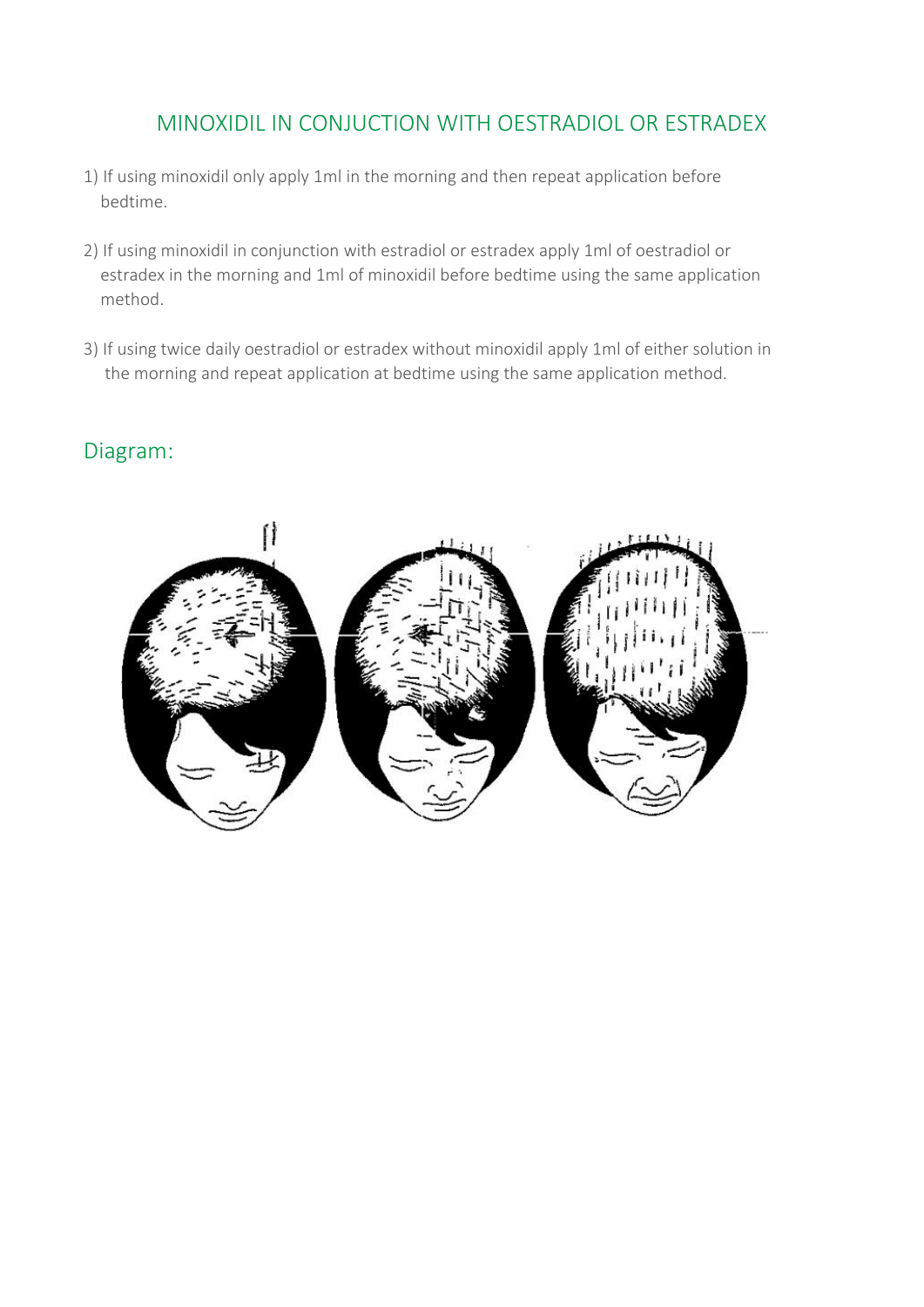## MINOXIDIL IN CONJUCTION WITH OESTRADIOL OR ESTRADEX

1) If using minoxidil only apply 1ml in the morning and then repeat application before bedtime.

2) If using minoxidil in conjunction with estradiol or estradex apply 1ml of oestradiol or estradex in the morning and 1ml of minoxidil before bedtime using the same application method.

3) If using twice daily oestradiol or estradex without minoxidil apply 1ml of either solution in the morning and repeat application at bedtime using the same application method.

## Diagram: